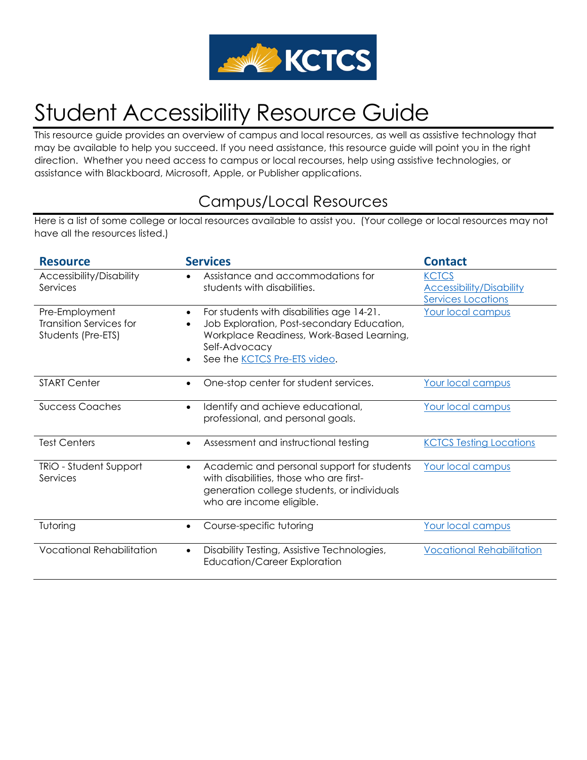# Student Accessibility Resource Guide

This resource guide provides an overview of campus and local resources, as well as assistive technology that may be available to help you succeed. If you need assistance, this resource guide will point you in the right direction. Whether you need access to campus or local recourses, help using assistive technologies, or assistance with Blackboard, Microsoft, Apple, or Publisher applications.

## Campus/Local Resources

Here is a list of some college or local resources available to assist you. (Your college or local resources may not have all the resources listed.)

| Resource | Services | Contact |
|---|---|---|
| Accessibility/Disability Services | • Assistance and accommodations for students with disabilities. | KCTCS Accessibility/Disability Services Locations |
| Pre-Employment Transition Services for Students (Pre-ETS) | • For students with disabilities age 14-21.<br>• Job Exploration, Post-secondary Education, Workplace Readiness, Work-Based Learning, Self-Advocacy<br>• See the KCTCS Pre-ETS video. | Your local campus |
| START Center | • One-stop center for student services. | Your local campus |
| Success Coaches | • Identify and achieve educational, professional, and personal goals. | Your local campus |
| Test Centers | • Assessment and instructional testing | KCTCS Testing Locations |
| TRiO - Student Support Services | • Academic and personal support for students with disabilities, those who are first-generation college students, or individuals who are income eligible. | Your local campus |
| Tutoring | • Course-specific tutoring | Your local campus |
| Vocational Rehabilitation | • Disability Testing, Assistive Technologies, Education/Career Exploration | Vocational Rehabilitation |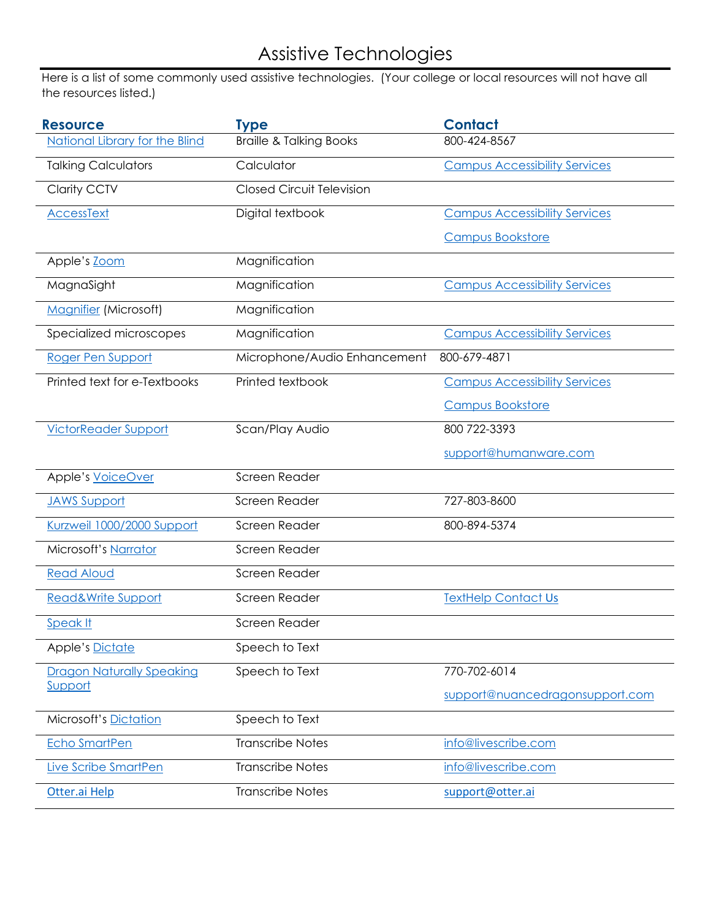# Assistive Technologies

Here is a list of some commonly used assistive technologies. (Your college or local resources will not have all the resources listed.)

| Resource | Type | Contact |
|---|---|---|
| National Library for the Blind | Braille & Talking Books | 800-424-8567 |
| Talking Calculators | Calculator | Campus Accessibility Services |
| Clarity CCTV | Closed Circuit Television | |
| AccessText | Digital textbook | Campus Accessibility Services<br>Campus Bookstore |
| Apple's Zoom | Magnification | |
| MagnaSight | Magnification | Campus Accessibility Services |
| Magnifier (Microsoft) | Magnification | |
| Specialized microscopes | Magnification | Campus Accessibility Services |
| Roger Pen Support | Microphone/Audio Enhancement | 800-679-4871 |
| Printed text for e-Textbooks | Printed textbook | Campus Accessibility Services<br>Campus Bookstore |
| VictorReader Support | Scan/Play Audio | 800 722-3393<br>support@humanware.com |
| Apple's VoiceOver | Screen Reader | |
| JAWS Support | Screen Reader | 727-803-8600 |
| Kurzweil 1000/2000 Support | Screen Reader | 800-894-5374 |
| Microsoft's Narrator | Screen Reader | |
| Read Aloud | Screen Reader | |
| Read&Write Support | Screen Reader | TextHelp Contact Us |
| Speak It | Screen Reader | |
| Apple's Dictate | Speech to Text | |
| Dragon Naturally Speaking Support | Speech to Text | 770-702-6014<br>support@nuancedragonsupport.com |
| Microsoft's Dictation | Speech to Text | |
| Echo SmartPen | Transcribe Notes | info@livescribe.com |
| Live Scribe SmartPen | Transcribe Notes | info@livescribe.com |
| Otter.ai Help | Transcribe Notes | support@otter.ai |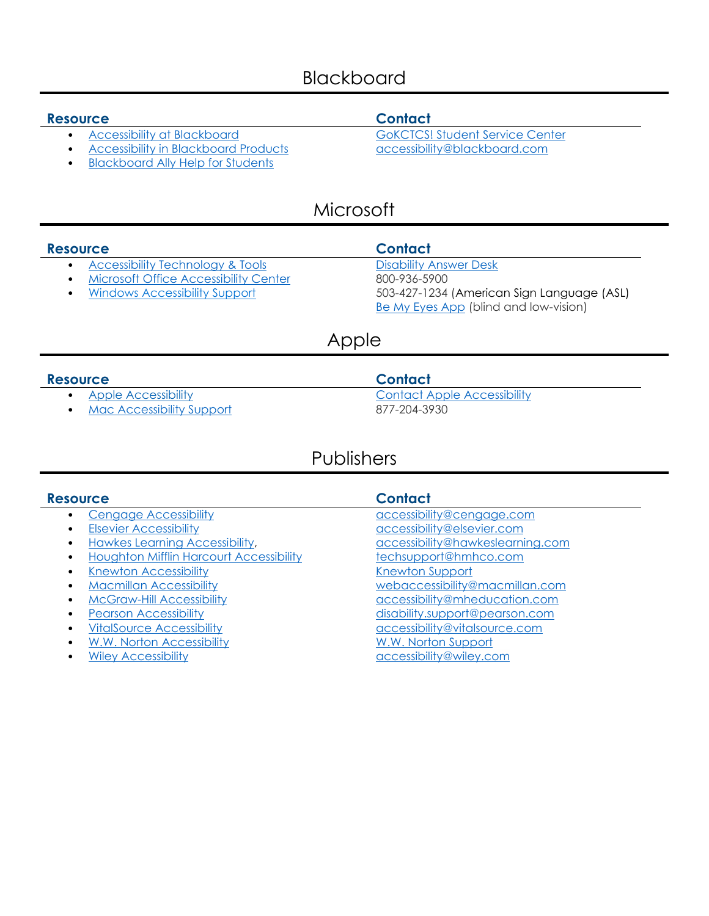## Blackboard

| Resource | Contact |
| --- | --- |
| • Accessibility at Blackboard<br>• Accessibility in Blackboard Products<br>• Blackboard Ally Help for Students | GoKCTCS! Student Service Center<br>accessibility@blackboard.com |

## Microsoft

| Resource | Contact |
| --- | --- |
| • Accessibility Technology & Tools<br>• Microsoft Office Accessibility Center<br>• Windows Accessibility Support | Disability Answer Desk<br>800-936-5900<br>503-427-1234 (American Sign Language (ASL)<br>Be My Eyes App (blind and low-vision) |

## Apple

| Resource | Contact |
| --- | --- |
| • Apple Accessibility<br>• Mac Accessibility Support | Contact Apple Accessibility<br>877-204-3930 |

## Publishers

| Resource | Contact |
| --- | --- |
| • Cengage Accessibility | accessibility@cengage.com |
| • Elsevier Accessibility | accessibility@elsevier.com |
| • Hawkes Learning Accessibility, | accessibility@hawkeslearning.com |
| • Houghton Mifflin Harcourt Accessibility | techsupport@hmhco.com |
| • Knewton Accessibility | Knewton Support |
| • Macmillan Accessibility | webaccessibility@macmillan.com |
| • McGraw-Hill Accessibility | accessibility@mheducation.com |
| • Pearson Accessibility | disability.support@pearson.com |
| • VitalSource Accessibility | accessibility@vitalsource.com |
| • W.W. Norton Accessibility | W.W. Norton Support |
| • Wiley Accessibility | accessibility@wiley.com |